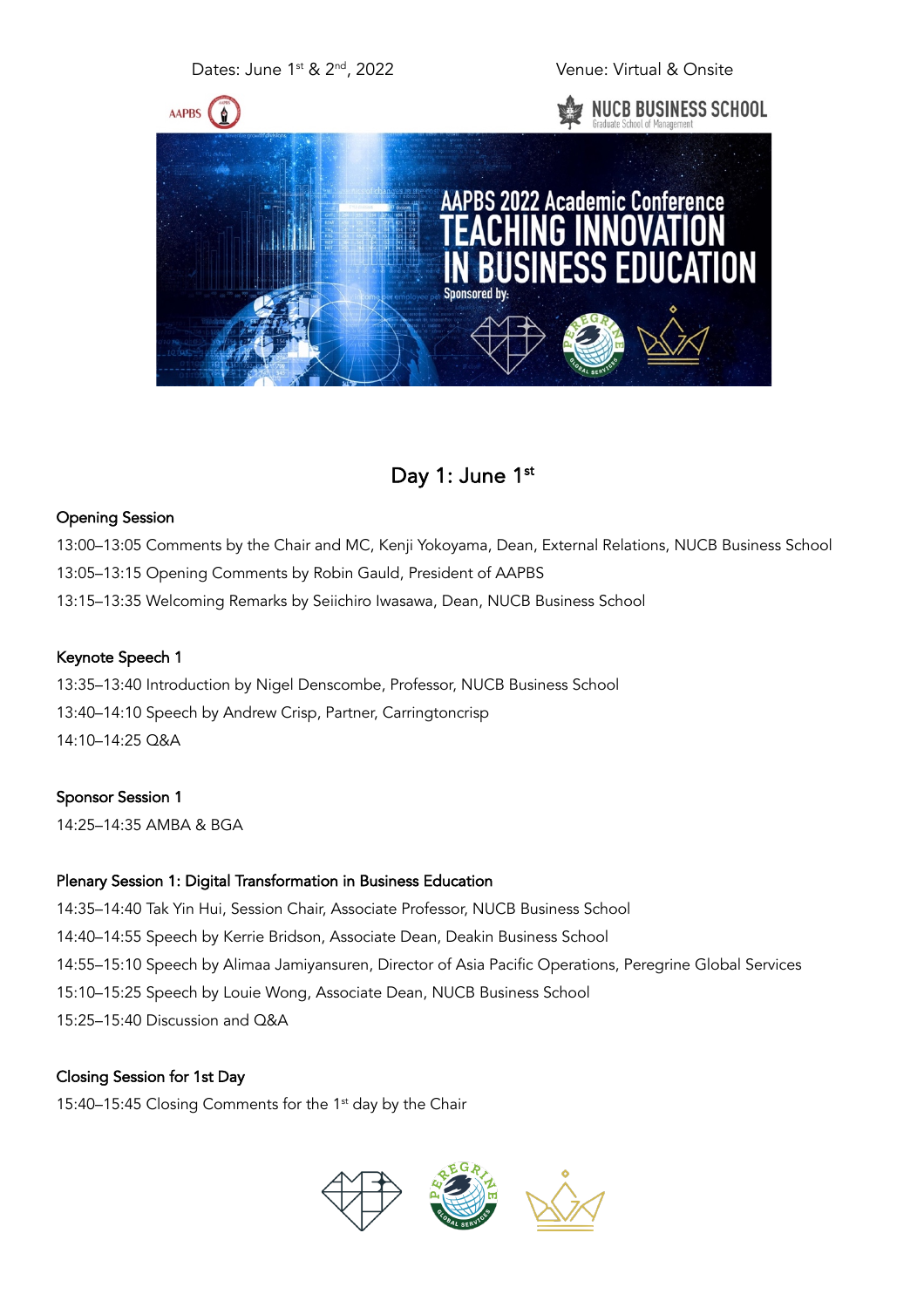Dates: June 1st & 2nd, 2022

Venue: Virtual & Onsite

AAPBS 2022 Academic Conference

# TEACHING INNOVATION IN BUSINESS EDUCATION

Sponsored by:

## Day 1: June 1st

### Opening Session

13:00–13:05 Comments by the Chair and MC, Kenji Yokoyama, Dean, External Relations, NUCB Business School

13:05–13:15 Opening Comments by Robin Gauld, President of AAPBS

13:15–13:35 Welcoming Remarks by Seiichiro Iwasawa, Dean, NUCB Business School

### Keynote Speech 1

13:35–13:40 Introduction by Nigel Denscombe, Professor, NUCB Business School

13:40–14:10 Speech by Andrew Crisp, Partner, Carringtoncrisp

14:10–14:25 Q&A

### Sponsor Session 1

14:25–14:35 AMBA & BGA

### Plenary Session 1: Digital Transformation in Business Education

14:35–14:40 Tak Yin Hui, Session Chair, Associate Professor, NUCB Business School

14:40–14:55 Speech by Kerrie Bridson, Associate Dean, Deakin Business School

14:55–15:10 Speech by Alimaa Jamiyansuren, Director of Asia Pacific Operations, Peregrine Global Services

15:10–15:25 Speech by Louie Wong, Associate Dean, NUCB Business School

15:25–15:40 Discussion and Q&A

### Closing Session for 1st Day

15:40–15:45 Closing Comments for the 1st day by the Chair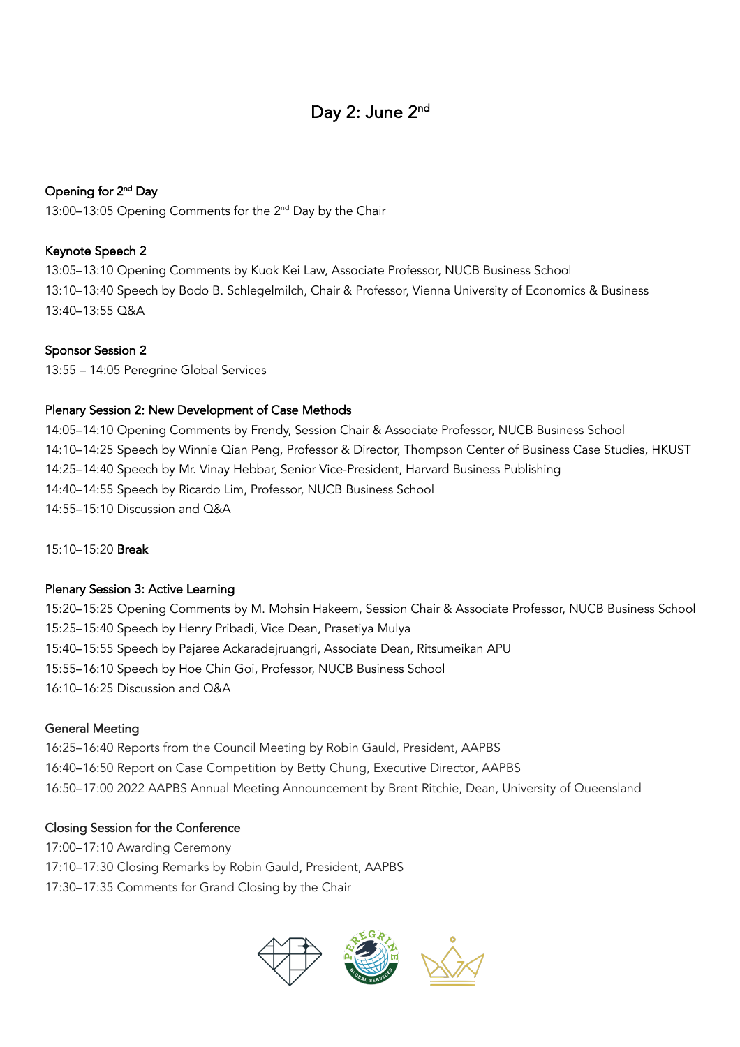# Day 2: June 2nd

### Opening for 2nd Day

13:00–13:05 Opening Comments for the 2nd Day by the Chair

### Keynote Speech 2

13:05–13:10 Opening Comments by Kuok Kei Law, Associate Professor, NUCB Business School
13:10–13:40 Speech by Bodo B. Schlegelmilch, Chair & Professor, Vienna University of Economics & Business
13:40–13:55 Q&A

### Sponsor Session 2

13:55 – 14:05 Peregrine Global Services

### Plenary Session 2: New Development of Case Methods

14:05–14:10 Opening Comments by Frendy, Session Chair & Associate Professor, NUCB Business School
14:10–14:25 Speech by Winnie Qian Peng, Professor & Director, Thompson Center of Business Case Studies, HKUST
14:25–14:40 Speech by Mr. Vinay Hebbar, Senior Vice-President, Harvard Business Publishing
14:40–14:55 Speech by Ricardo Lim, Professor, NUCB Business School
14:55–15:10 Discussion and Q&A

15:10–15:20 **Break**

### Plenary Session 3: Active Learning

15:20–15:25 Opening Comments by M. Mohsin Hakeem, Session Chair & Associate Professor, NUCB Business School
15:25–15:40 Speech by Henry Pribadi, Vice Dean, Prasetiya Mulya
15:40–15:55 Speech by Pajaree Ackaradejruangri, Associate Dean, Ritsumeikan APU
15:55–16:10 Speech by Hoe Chin Goi, Professor, NUCB Business School
16:10–16:25 Discussion and Q&A

### General Meeting

16:25–16:40 Reports from the Council Meeting by Robin Gauld, President, AAPBS
16:40–16:50 Report on Case Competition by Betty Chung, Executive Director, AAPBS
16:50–17:00 2022 AAPBS Annual Meeting Announcement by Brent Ritchie, Dean, University of Queensland

### Closing Session for the Conference

17:00–17:10 Awarding Ceremony
17:10–17:30 Closing Remarks by Robin Gauld, President, AAPBS
17:30–17:35 Comments for Grand Closing by the Chair